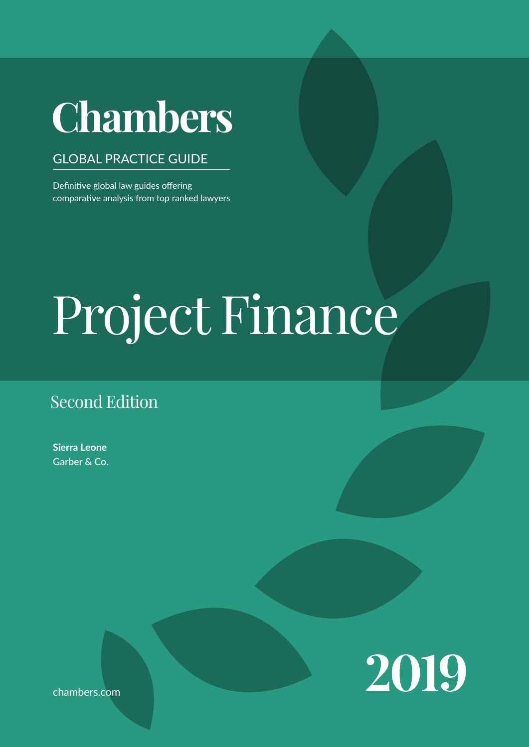# Chambers

GLOBAL PRACTICE GUIDE

Definitive global law guides offering comparative analysis from top ranked lawyers

# Project Finance

## Second Edition

**Sierra Leone**
Garber & Co.

chambers.com

2019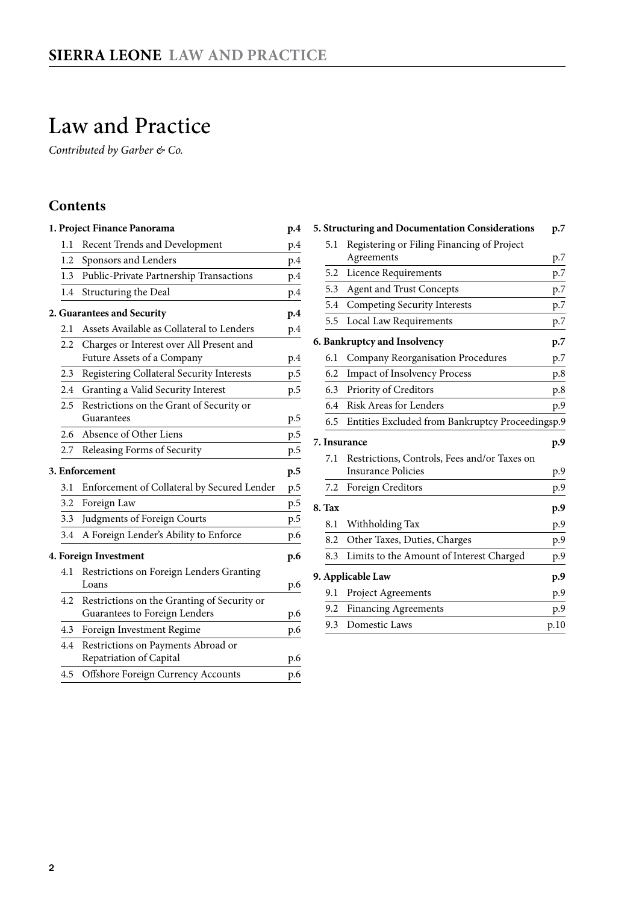# Law and Practice

*Contributed by Garber & Co.*

## Contents

**1. Project Finance Panorama** p.4

- 1.1 Recent Trends and Development p.4
- 1.2 Sponsors and Lenders p.4
- 1.3 Public-Private Partnership Transactions p.4
- 1.4 Structuring the Deal p.4

**2. Guarantees and Security** p.4

- 2.1 Assets Available as Collateral to Lenders p.4
- 2.2 Charges or Interest over All Present and Future Assets of a Company p.4
- 2.3 Registering Collateral Security Interests p.5
- 2.4 Granting a Valid Security Interest p.5
- 2.5 Restrictions on the Grant of Security or Guarantees p.5
- 2.6 Absence of Other Liens p.5
- 2.7 Releasing Forms of Security p.5

**3. Enforcement** p.5

- 3.1 Enforcement of Collateral by Secured Lender p.5
- 3.2 Foreign Law p.5
- 3.3 Judgments of Foreign Courts p.5
- 3.4 A Foreign Lender's Ability to Enforce p.6

**4. Foreign Investment** p.6

- 4.1 Restrictions on Foreign Lenders Granting Loans p.6
- 4.2 Restrictions on the Granting of Security or Guarantees to Foreign Lenders p.6
- 4.3 Foreign Investment Regime p.6
- 4.4 Restrictions on Payments Abroad or Repatriation of Capital p.6
- 4.5 Offshore Foreign Currency Accounts p.6

**5. Structuring and Documentation Considerations** p.7

- 5.1 Registering or Filing Financing of Project Agreements p.7
- 5.2 Licence Requirements p.7
- 5.3 Agent and Trust Concepts p.7
- 5.4 Competing Security Interests p.7
- 5.5 Local Law Requirements p.7

**6. Bankruptcy and Insolvency** p.7

- 6.1 Company Reorganisation Procedures p.7
- 6.2 Impact of Insolvency Process p.8
- 6.3 Priority of Creditors p.8
- 6.4 Risk Areas for Lenders p.9
- 6.5 Entities Excluded from Bankruptcy Proceedings p.9

**7. Insurance** p.9

- 7.1 Restrictions, Controls, Fees and/or Taxes on Insurance Policies p.9
- 7.2 Foreign Creditors p.9

**8. Tax** p.9

- 8.1 Withholding Tax p.9
- 8.2 Other Taxes, Duties, Charges p.9
- 8.3 Limits to the Amount of Interest Charged p.9

**9. Applicable Law** p.9

- 9.1 Project Agreements p.9
- 9.2 Financing Agreements p.9
- 9.3 Domestic Laws p.10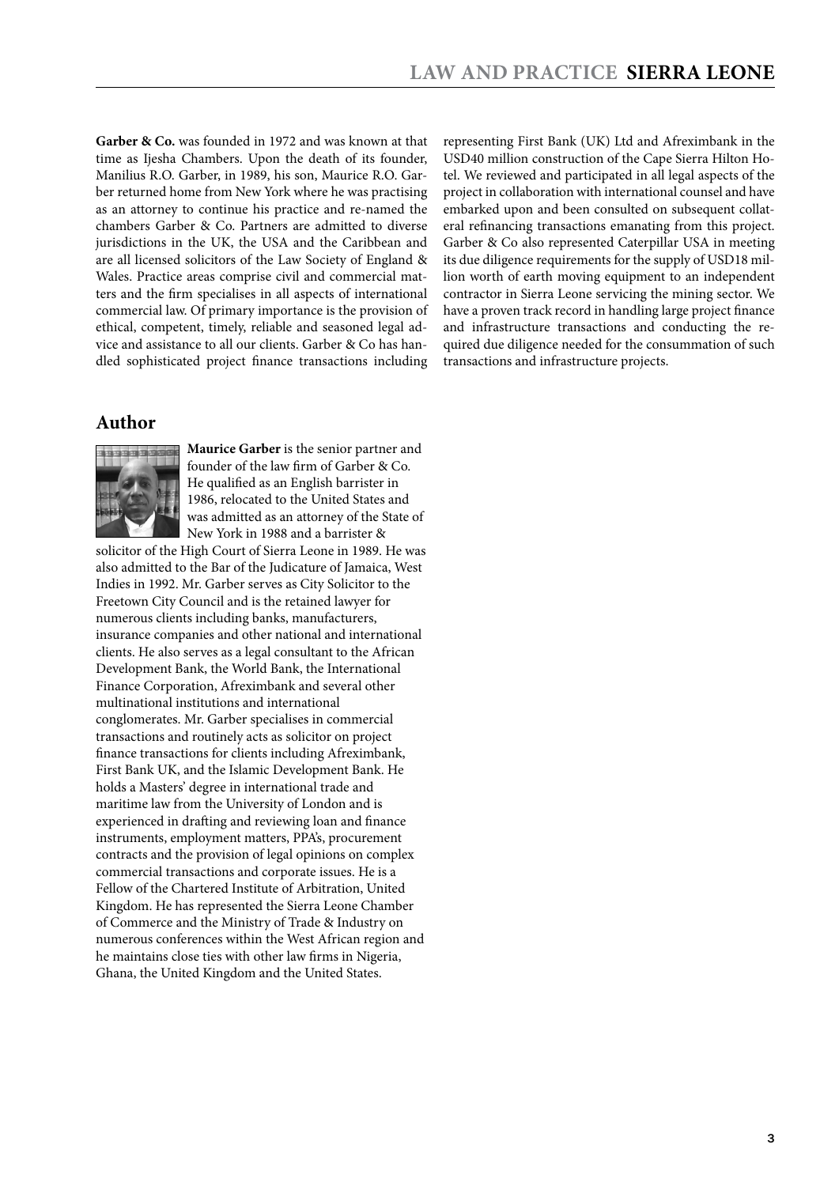**Garber & Co.** was founded in 1972 and was known at that time as Ijesha Chambers. Upon the death of its founder, Manilius R.O. Garber, in 1989, his son, Maurice R.O. Garber returned home from New York where he was practising as an attorney to continue his practice and re-named the chambers Garber & Co. Partners are admitted to diverse jurisdictions in the UK, the USA and the Caribbean and are all licensed solicitors of the Law Society of England & Wales. Practice areas comprise civil and commercial matters and the firm specialises in all aspects of international commercial law. Of primary importance is the provision of ethical, competent, timely, reliable and seasoned legal advice and assistance to all our clients. Garber & Co has handled sophisticated project finance transactions including representing First Bank (UK) Ltd and Afreximbank in the USD40 million construction of the Cape Sierra Hilton Hotel. We reviewed and participated in all legal aspects of the project in collaboration with international counsel and have embarked upon and been consulted on subsequent collateral refinancing transactions emanating from this project. Garber & Co also represented Caterpillar USA in meeting its due diligence requirements for the supply of USD18 million worth of earth moving equipment to an independent contractor in Sierra Leone servicing the mining sector. We have a proven track record in handling large project finance and infrastructure transactions and conducting the required due diligence needed for the consummation of such transactions and infrastructure projects.

## Author

**Maurice Garber** is the senior partner and founder of the law firm of Garber & Co. He qualified as an English barrister in 1986, relocated to the United States and was admitted as an attorney of the State of New York in 1988 and a barrister & solicitor of the High Court of Sierra Leone in 1989. He was also admitted to the Bar of the Judicature of Jamaica, West Indies in 1992. Mr. Garber serves as City Solicitor to the Freetown City Council and is the retained lawyer for numerous clients including banks, manufacturers, insurance companies and other national and international clients. He also serves as a legal consultant to the African Development Bank, the World Bank, the International Finance Corporation, Afreximbank and several other multinational institutions and international conglomerates. Mr. Garber specialises in commercial transactions and routinely acts as solicitor on project finance transactions for clients including Afreximbank, First Bank UK, and the Islamic Development Bank. He holds a Masters' degree in international trade and maritime law from the University of London and is experienced in drafting and reviewing loan and finance instruments, employment matters, PPA's, procurement contracts and the provision of legal opinions on complex commercial transactions and corporate issues. He is a Fellow of the Chartered Institute of Arbitration, United Kingdom. He has represented the Sierra Leone Chamber of Commerce and the Ministry of Trade & Industry on numerous conferences within the West African region and he maintains close ties with other law firms in Nigeria, Ghana, the United Kingdom and the United States.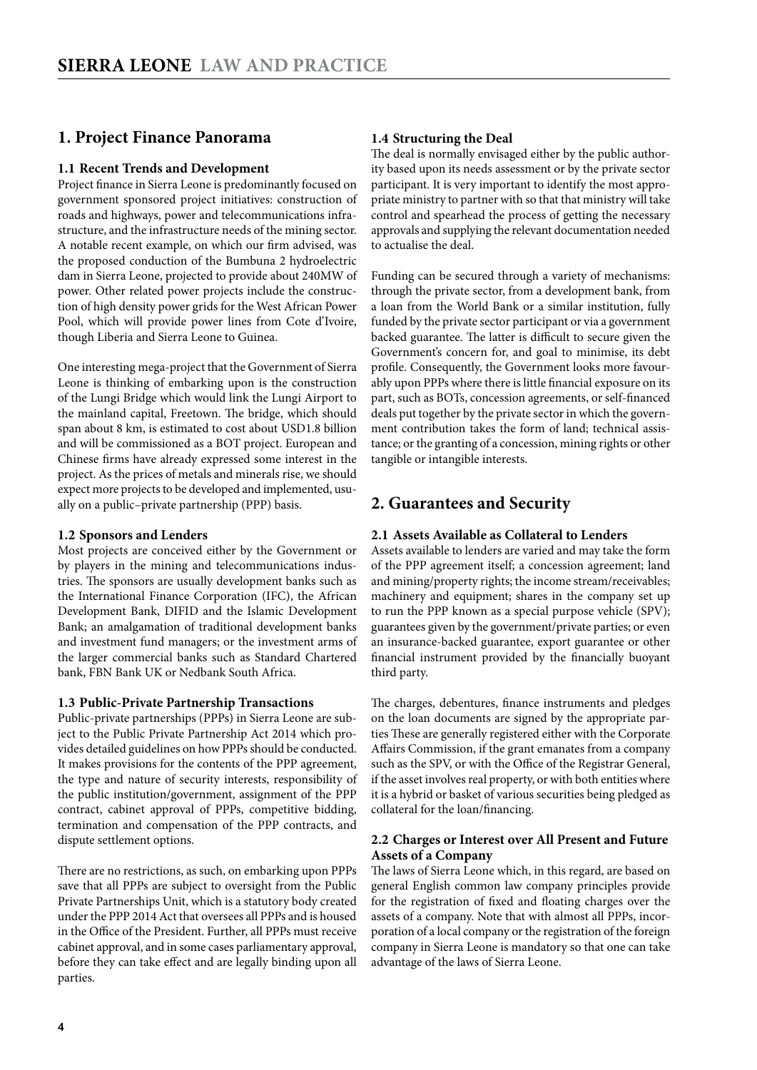## 1. Project Finance Panorama

### 1.1 Recent Trends and Development

Project finance in Sierra Leone is predominantly focused on government sponsored project initiatives: construction of roads and highways, power and telecommunications infrastructure, and the infrastructure needs of the mining sector. A notable recent example, on which our firm advised, was the proposed conduction of the Bumbuna 2 hydroelectric dam in Sierra Leone, projected to provide about 240MW of power. Other related power projects include the construction of high density power grids for the West African Power Pool, which will provide power lines from Cote d'Ivoire, though Liberia and Sierra Leone to Guinea.

One interesting mega-project that the Government of Sierra Leone is thinking of embarking upon is the construction of the Lungi Bridge which would link the Lungi Airport to the mainland capital, Freetown. The bridge, which should span about 8 km, is estimated to cost about USD1.8 billion and will be commissioned as a BOT project. European and Chinese firms have already expressed some interest in the project. As the prices of metals and minerals rise, we should expect more projects to be developed and implemented, usually on a public–private partnership (PPP) basis.

### 1.2 Sponsors and Lenders

Most projects are conceived either by the Government or by players in the mining and telecommunications industries. The sponsors are usually development banks such as the International Finance Corporation (IFC), the African Development Bank, DIFID and the Islamic Development Bank; an amalgamation of traditional development banks and investment fund managers; or the investment arms of the larger commercial banks such as Standard Chartered bank, FBN Bank UK or Nedbank South Africa.

### 1.3 Public-Private Partnership Transactions

Public-private partnerships (PPPs) in Sierra Leone are subject to the Public Private Partnership Act 2014 which provides detailed guidelines on how PPPs should be conducted. It makes provisions for the contents of the PPP agreement, the type and nature of security interests, responsibility of the public institution/government, assignment of the PPP contract, cabinet approval of PPPs, competitive bidding, termination and compensation of the PPP contracts, and dispute settlement options.

There are no restrictions, as such, on embarking upon PPPs save that all PPPs are subject to oversight from the Public Private Partnerships Unit, which is a statutory body created under the PPP 2014 Act that oversees all PPPs and is housed in the Office of the President. Further, all PPPs must receive cabinet approval, and in some cases parliamentary approval, before they can take effect and are legally binding upon all parties.

### 1.4 Structuring the Deal

The deal is normally envisaged either by the public authority based upon its needs assessment or by the private sector participant. It is very important to identify the most appropriate ministry to partner with so that that ministry will take control and spearhead the process of getting the necessary approvals and supplying the relevant documentation needed to actualise the deal.

Funding can be secured through a variety of mechanisms: through the private sector, from a development bank, from a loan from the World Bank or a similar institution, fully funded by the private sector participant or via a government backed guarantee. The latter is difficult to secure given the Government's concern for, and goal to minimise, its debt profile. Consequently, the Government looks more favourably upon PPPs where there is little financial exposure on its part, such as BOTs, concession agreements, or self-financed deals put together by the private sector in which the government contribution takes the form of land; technical assistance; or the granting of a concession, mining rights or other tangible or intangible interests.

## 2. Guarantees and Security

### 2.1 Assets Available as Collateral to Lenders

Assets available to lenders are varied and may take the form of the PPP agreement itself; a concession agreement; land and mining/property rights; the income stream/receivables; machinery and equipment; shares in the company set up to run the PPP known as a special purpose vehicle (SPV); guarantees given by the government/private parties; or even an insurance-backed guarantee, export guarantee or other financial instrument provided by the financially buoyant third party.

The charges, debentures, finance instruments and pledges on the loan documents are signed by the appropriate parties These are generally registered either with the Corporate Affairs Commission, if the grant emanates from a company such as the SPV, or with the Office of the Registrar General, if the asset involves real property, or with both entities where it is a hybrid or basket of various securities being pledged as collateral for the loan/financing.

### 2.2 Charges or Interest over All Present and Future Assets of a Company

The laws of Sierra Leone which, in this regard, are based on general English common law company principles provide for the registration of fixed and floating charges over the assets of a company. Note that with almost all PPPs, incorporation of a local company or the registration of the foreign company in Sierra Leone is mandatory so that one can take advantage of the laws of Sierra Leone.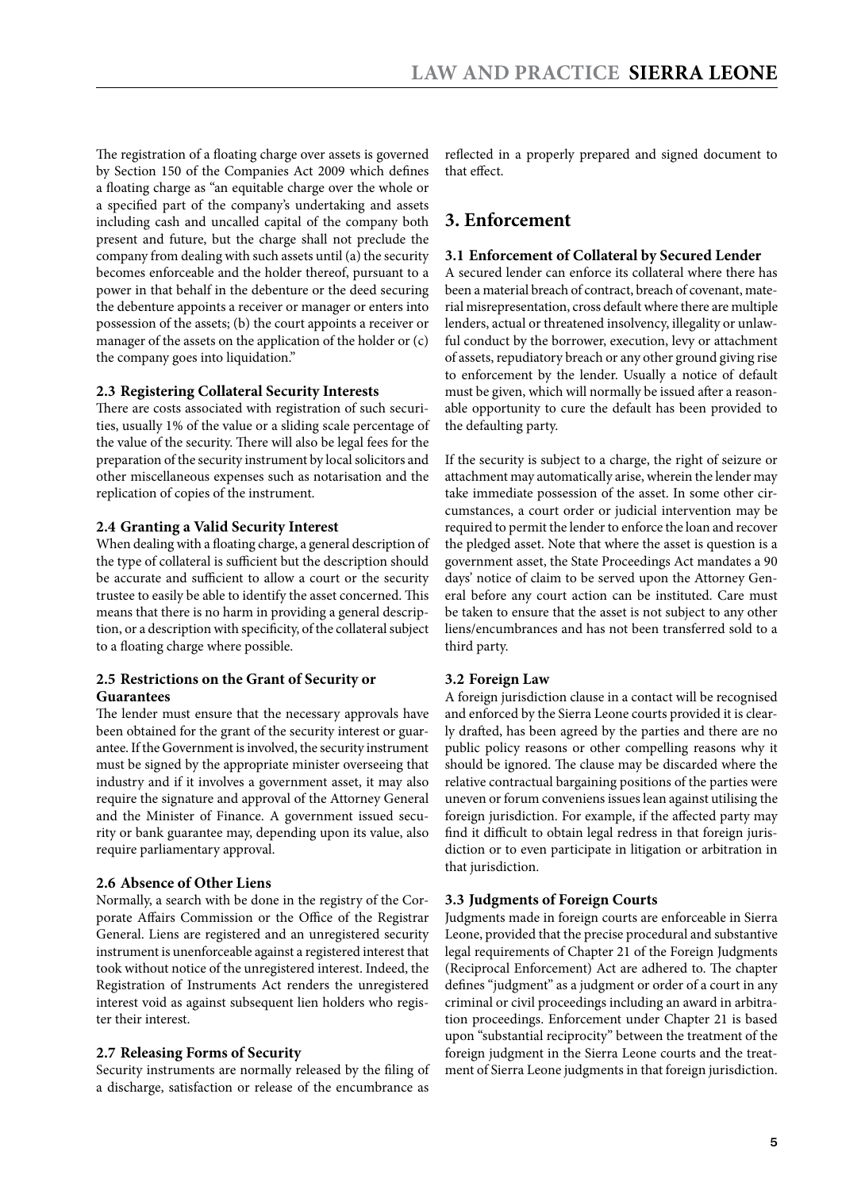The registration of a floating charge over assets is governed by Section 150 of the Companies Act 2009 which defines a floating charge as "an equitable charge over the whole or a specified part of the company's undertaking and assets including cash and uncalled capital of the company both present and future, but the charge shall not preclude the company from dealing with such assets until (a) the security becomes enforceable and the holder thereof, pursuant to a power in that behalf in the debenture or the deed securing the debenture appoints a receiver or manager or enters into possession of the assets; (b) the court appoints a receiver or manager of the assets on the application of the holder or (c) the company goes into liquidation."

### 2.3 Registering Collateral Security Interests

There are costs associated with registration of such securities, usually 1% of the value or a sliding scale percentage of the value of the security. There will also be legal fees for the preparation of the security instrument by local solicitors and other miscellaneous expenses such as notarisation and the replication of copies of the instrument.

### 2.4 Granting a Valid Security Interest

When dealing with a floating charge, a general description of the type of collateral is sufficient but the description should be accurate and sufficient to allow a court or the security trustee to easily be able to identify the asset concerned. This means that there is no harm in providing a general description, or a description with specificity, of the collateral subject to a floating charge where possible.

### 2.5 Restrictions on the Grant of Security or Guarantees

The lender must ensure that the necessary approvals have been obtained for the grant of the security interest or guarantee. If the Government is involved, the security instrument must be signed by the appropriate minister overseeing that industry and if it involves a government asset, it may also require the signature and approval of the Attorney General and the Minister of Finance. A government issued security or bank guarantee may, depending upon its value, also require parliamentary approval.

### 2.6 Absence of Other Liens

Normally, a search with be done in the registry of the Corporate Affairs Commission or the Office of the Registrar General. Liens are registered and an unregistered security instrument is unenforceable against a registered interest that took without notice of the unregistered interest. Indeed, the Registration of Instruments Act renders the unregistered interest void as against subsequent lien holders who register their interest.

### 2.7 Releasing Forms of Security

Security instruments are normally released by the filing of a discharge, satisfaction or release of the encumbrance as reflected in a properly prepared and signed document to that effect.

## 3. Enforcement

### 3.1 Enforcement of Collateral by Secured Lender

A secured lender can enforce its collateral where there has been a material breach of contract, breach of covenant, material misrepresentation, cross default where there are multiple lenders, actual or threatened insolvency, illegality or unlawful conduct by the borrower, execution, levy or attachment of assets, repudiatory breach or any other ground giving rise to enforcement by the lender. Usually a notice of default must be given, which will normally be issued after a reasonable opportunity to cure the default has been provided to the defaulting party.

If the security is subject to a charge, the right of seizure or attachment may automatically arise, wherein the lender may take immediate possession of the asset. In some other circumstances, a court order or judicial intervention may be required to permit the lender to enforce the loan and recover the pledged asset. Note that where the asset is question is a government asset, the State Proceedings Act mandates a 90 days' notice of claim to be served upon the Attorney General before any court action can be instituted. Care must be taken to ensure that the asset is not subject to any other liens/encumbrances and has not been transferred sold to a third party.

### 3.2 Foreign Law

A foreign jurisdiction clause in a contact will be recognised and enforced by the Sierra Leone courts provided it is clearly drafted, has been agreed by the parties and there are no public policy reasons or other compelling reasons why it should be ignored. The clause may be discarded where the relative contractual bargaining positions of the parties were uneven or forum conveniens issues lean against utilising the foreign jurisdiction. For example, if the affected party may find it difficult to obtain legal redress in that foreign jurisdiction or to even participate in litigation or arbitration in that jurisdiction.

### 3.3 Judgments of Foreign Courts

Judgments made in foreign courts are enforceable in Sierra Leone, provided that the precise procedural and substantive legal requirements of Chapter 21 of the Foreign Judgments (Reciprocal Enforcement) Act are adhered to. The chapter defines "judgment" as a judgment or order of a court in any criminal or civil proceedings including an award in arbitration proceedings. Enforcement under Chapter 21 is based upon "substantial reciprocity" between the treatment of the foreign judgment in the Sierra Leone courts and the treatment of Sierra Leone judgments in that foreign jurisdiction.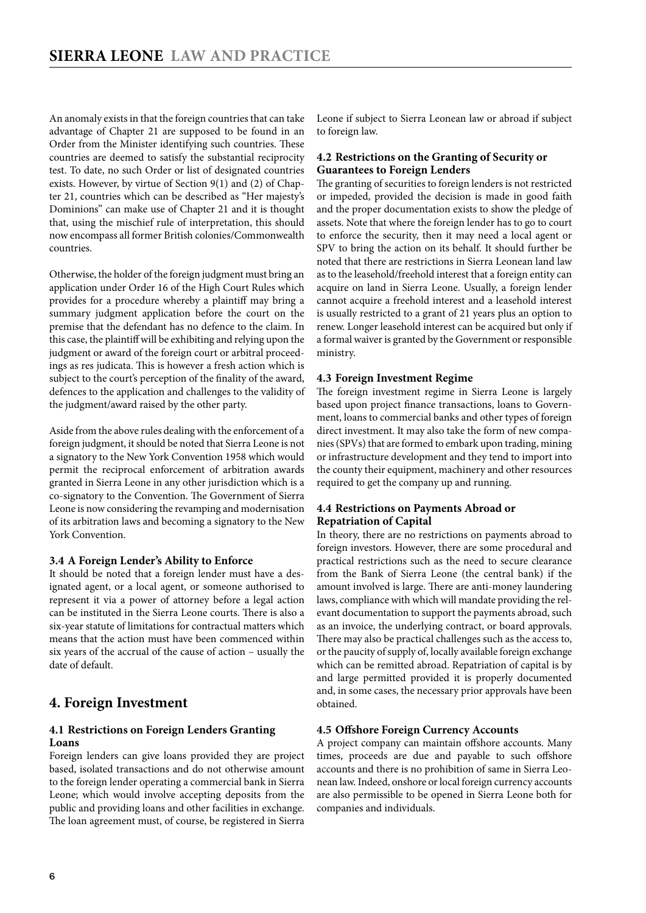An anomaly exists in that the foreign countries that can take advantage of Chapter 21 are supposed to be found in an Order from the Minister identifying such countries. These countries are deemed to satisfy the substantial reciprocity test. To date, no such Order or list of designated countries exists. However, by virtue of Section 9(1) and (2) of Chapter 21, countries which can be described as "Her majesty's Dominions" can make use of Chapter 21 and it is thought that, using the mischief rule of interpretation, this should now encompass all former British colonies/Commonwealth countries.

Otherwise, the holder of the foreign judgment must bring an application under Order 16 of the High Court Rules which provides for a procedure whereby a plaintiff may bring a summary judgment application before the court on the premise that the defendant has no defence to the claim. In this case, the plaintiff will be exhibiting and relying upon the judgment or award of the foreign court or arbitral proceedings as res judicata. This is however a fresh action which is subject to the court's perception of the finality of the award, defences to the application and challenges to the validity of the judgment/award raised by the other party.

Aside from the above rules dealing with the enforcement of a foreign judgment, it should be noted that Sierra Leone is not a signatory to the New York Convention 1958 which would permit the reciprocal enforcement of arbitration awards granted in Sierra Leone in any other jurisdiction which is a co-signatory to the Convention. The Government of Sierra Leone is now considering the revamping and modernisation of its arbitration laws and becoming a signatory to the New York Convention.

### 3.4 A Foreign Lender's Ability to Enforce

It should be noted that a foreign lender must have a designated agent, or a local agent, or someone authorised to represent it via a power of attorney before a legal action can be instituted in the Sierra Leone courts. There is also a six-year statute of limitations for contractual matters which means that the action must have been commenced within six years of the accrual of the cause of action – usually the date of default.

## 4. Foreign Investment

### 4.1 Restrictions on Foreign Lenders Granting Loans

Foreign lenders can give loans provided they are project based, isolated transactions and do not otherwise amount to the foreign lender operating a commercial bank in Sierra Leone; which would involve accepting deposits from the public and providing loans and other facilities in exchange. The loan agreement must, of course, be registered in Sierra Leone if subject to Sierra Leonean law or abroad if subject to foreign law.

### 4.2 Restrictions on the Granting of Security or Guarantees to Foreign Lenders

The granting of securities to foreign lenders is not restricted or impeded, provided the decision is made in good faith and the proper documentation exists to show the pledge of assets. Note that where the foreign lender has to go to court to enforce the security, then it may need a local agent or SPV to bring the action on its behalf. It should further be noted that there are restrictions in Sierra Leonean land law as to the leasehold/freehold interest that a foreign entity can acquire on land in Sierra Leone. Usually, a foreign lender cannot acquire a freehold interest and a leasehold interest is usually restricted to a grant of 21 years plus an option to renew. Longer leasehold interest can be acquired but only if a formal waiver is granted by the Government or responsible ministry.

### 4.3 Foreign Investment Regime

The foreign investment regime in Sierra Leone is largely based upon project finance transactions, loans to Government, loans to commercial banks and other types of foreign direct investment. It may also take the form of new companies (SPVs) that are formed to embark upon trading, mining or infrastructure development and they tend to import into the county their equipment, machinery and other resources required to get the company up and running.

### 4.4 Restrictions on Payments Abroad or Repatriation of Capital

In theory, there are no restrictions on payments abroad to foreign investors. However, there are some procedural and practical restrictions such as the need to secure clearance from the Bank of Sierra Leone (the central bank) if the amount involved is large. There are anti-money laundering laws, compliance with which will mandate providing the relevant documentation to support the payments abroad, such as an invoice, the underlying contract, or board approvals. There may also be practical challenges such as the access to, or the paucity of supply of, locally available foreign exchange which can be remitted abroad. Repatriation of capital is by and large permitted provided it is properly documented and, in some cases, the necessary prior approvals have been obtained.

### 4.5 Offshore Foreign Currency Accounts

A project company can maintain offshore accounts. Many times, proceeds are due and payable to such offshore accounts and there is no prohibition of same in Sierra Leonean law. Indeed, onshore or local foreign currency accounts are also permissible to be opened in Sierra Leone both for companies and individuals.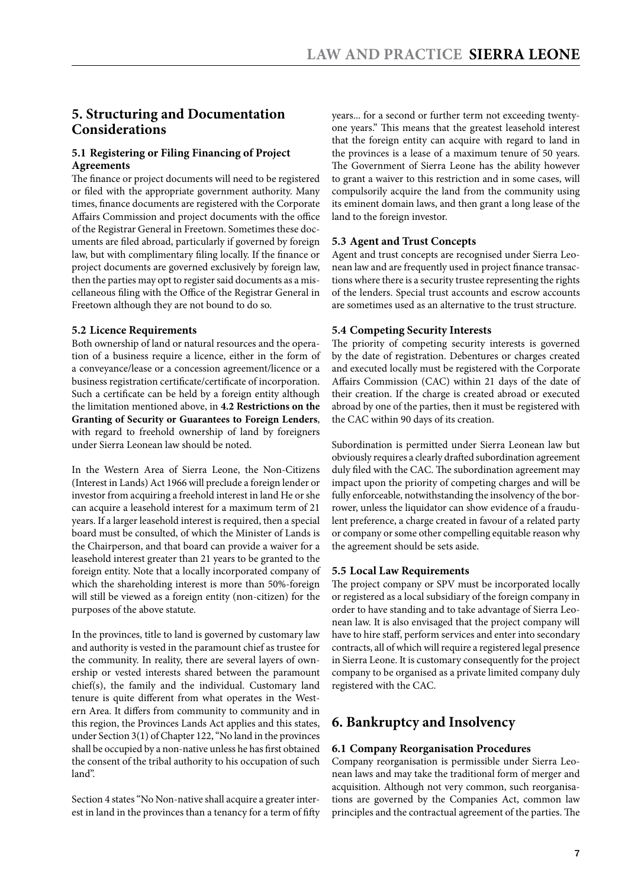## 5. Structuring and Documentation Considerations

### 5.1 Registering or Filing Financing of Project Agreements

The finance or project documents will need to be registered or filed with the appropriate government authority. Many times, finance documents are registered with the Corporate Affairs Commission and project documents with the office of the Registrar General in Freetown. Sometimes these documents are filed abroad, particularly if governed by foreign law, but with complimentary filing locally. If the finance or project documents are governed exclusively by foreign law, then the parties may opt to register said documents as a miscellaneous filing with the Office of the Registrar General in Freetown although they are not bound to do so.

### 5.2 Licence Requirements

Both ownership of land or natural resources and the operation of a business require a licence, either in the form of a conveyance/lease or a concession agreement/licence or a business registration certificate/certificate of incorporation. Such a certificate can be held by a foreign entity although the limitation mentioned above, in **4.2 Restrictions on the Granting of Security or Guarantees to Foreign Lenders**, with regard to freehold ownership of land by foreigners under Sierra Leonean law should be noted.

In the Western Area of Sierra Leone, the Non-Citizens (Interest in Lands) Act 1966 will preclude a foreign lender or investor from acquiring a freehold interest in land He or she can acquire a leasehold interest for a maximum term of 21 years. If a larger leasehold interest is required, then a special board must be consulted, of which the Minister of Lands is the Chairperson, and that board can provide a waiver for a leasehold interest greater than 21 years to be granted to the foreign entity. Note that a locally incorporated company of which the shareholding interest is more than 50%-foreign will still be viewed as a foreign entity (non-citizen) for the purposes of the above statute.

In the provinces, title to land is governed by customary law and authority is vested in the paramount chief as trustee for the community. In reality, there are several layers of ownership or vested interests shared between the paramount chief(s), the family and the individual. Customary land tenure is quite different from what operates in the Western Area. It differs from community to community and in this region, the Provinces Lands Act applies and this states, under Section 3(1) of Chapter 122, "No land in the provinces shall be occupied by a non-native unless he has first obtained the consent of the tribal authority to his occupation of such land".

Section 4 states "No Non-native shall acquire a greater interest in land in the provinces than a tenancy for a term of fifty years... for a second or further term not exceeding twenty-one years." This means that the greatest leasehold interest that the foreign entity can acquire with regard to land in the provinces is a lease of a maximum tenure of 50 years. The Government of Sierra Leone has the ability however to grant a waiver to this restriction and in some cases, will compulsorily acquire the land from the community using its eminent domain laws, and then grant a long lease of the land to the foreign investor.

### 5.3 Agent and Trust Concepts

Agent and trust concepts are recognised under Sierra Leonean law and are frequently used in project finance transactions where there is a security trustee representing the rights of the lenders. Special trust accounts and escrow accounts are sometimes used as an alternative to the trust structure.

### 5.4 Competing Security Interests

The priority of competing security interests is governed by the date of registration. Debentures or charges created and executed locally must be registered with the Corporate Affairs Commission (CAC) within 21 days of the date of their creation. If the charge is created abroad or executed abroad by one of the parties, then it must be registered with the CAC within 90 days of its creation.

Subordination is permitted under Sierra Leonean law but obviously requires a clearly drafted subordination agreement duly filed with the CAC. The subordination agreement may impact upon the priority of competing charges and will be fully enforceable, notwithstanding the insolvency of the borrower, unless the liquidator can show evidence of a fraudulent preference, a charge created in favour of a related party or company or some other compelling equitable reason why the agreement should be sets aside.

### 5.5 Local Law Requirements

The project company or SPV must be incorporated locally or registered as a local subsidiary of the foreign company in order to have standing and to take advantage of Sierra Leonean law. It is also envisaged that the project company will have to hire staff, perform services and enter into secondary contracts, all of which will require a registered legal presence in Sierra Leone. It is customary consequently for the project company to be organised as a private limited company duly registered with the CAC.

## 6. Bankruptcy and Insolvency

### 6.1 Company Reorganisation Procedures

Company reorganisation is permissible under Sierra Leonean laws and may take the traditional form of merger and acquisition. Although not very common, such reorganisations are governed by the Companies Act, common law principles and the contractual agreement of the parties. The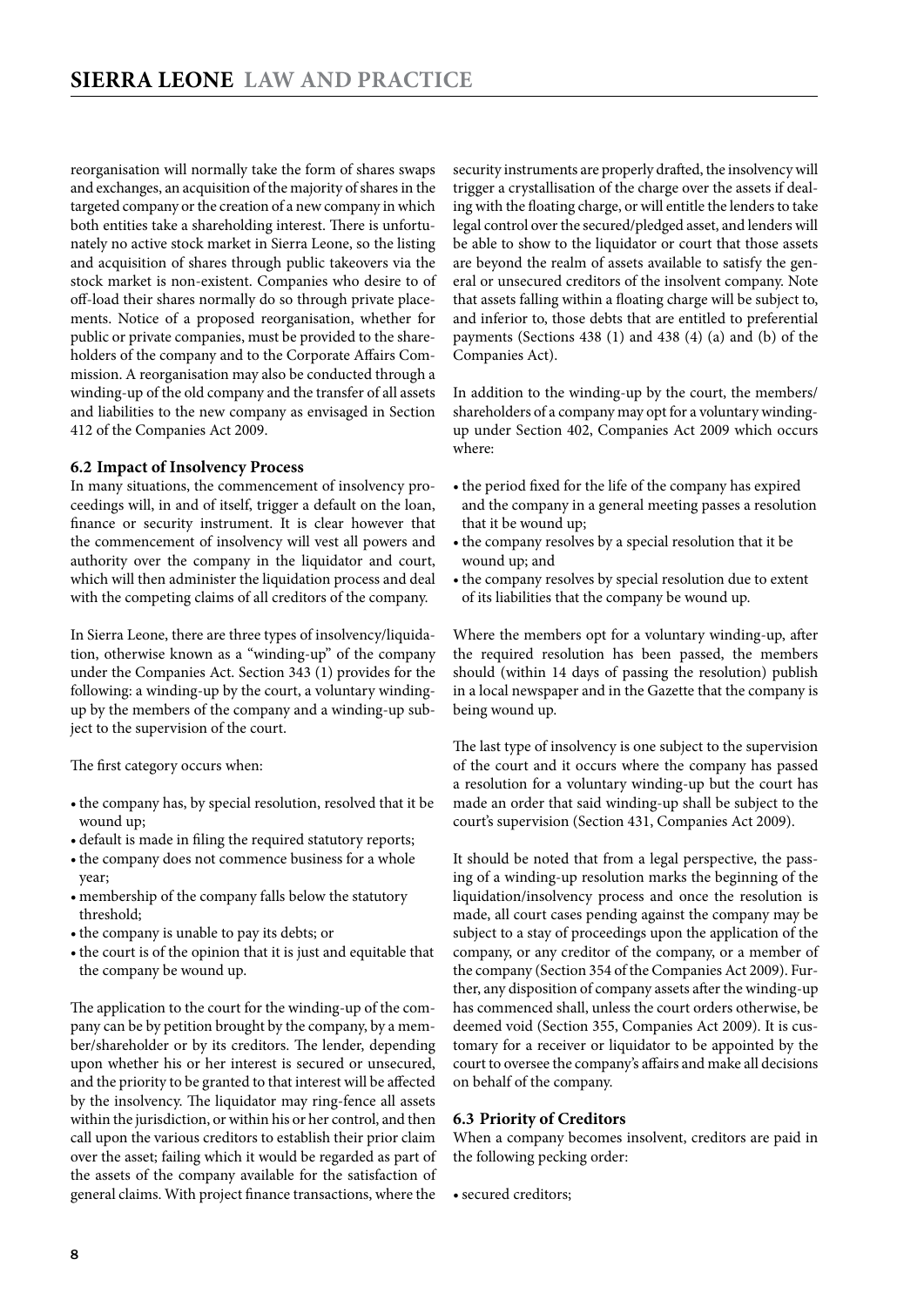reorganisation will normally take the form of shares swaps and exchanges, an acquisition of the majority of shares in the targeted company or the creation of a new company in which both entities take a shareholding interest. There is unfortunately no active stock market in Sierra Leone, so the listing and acquisition of shares through public takeovers via the stock market is non-existent. Companies who desire to of off-load their shares normally do so through private placements. Notice of a proposed reorganisation, whether for public or private companies, must be provided to the shareholders of the company and to the Corporate Affairs Commission. A reorganisation may also be conducted through a winding-up of the old company and the transfer of all assets and liabilities to the new company as envisaged in Section 412 of the Companies Act 2009.

### 6.2 Impact of Insolvency Process

In many situations, the commencement of insolvency proceedings will, in and of itself, trigger a default on the loan, finance or security instrument. It is clear however that the commencement of insolvency will vest all powers and authority over the company in the liquidator and court, which will then administer the liquidation process and deal with the competing claims of all creditors of the company.

In Sierra Leone, there are three types of insolvency/liquidation, otherwise known as a "winding-up" of the company under the Companies Act. Section 343 (1) provides for the following: a winding-up by the court, a voluntary winding-up by the members of the company and a winding-up subject to the supervision of the court.

The first category occurs when:

- the company has, by special resolution, resolved that it be wound up;
- default is made in filing the required statutory reports;
- the company does not commence business for a whole year;
- membership of the company falls below the statutory threshold;
- the company is unable to pay its debts; or
- the court is of the opinion that it is just and equitable that the company be wound up.

The application to the court for the winding-up of the company can be by petition brought by the company, by a member/shareholder or by its creditors. The lender, depending upon whether his or her interest is secured or unsecured, and the priority to be granted to that interest will be affected by the insolvency. The liquidator may ring-fence all assets within the jurisdiction, or within his or her control, and then call upon the various creditors to establish their prior claim over the asset; failing which it would be regarded as part of the assets of the company available for the satisfaction of general claims. With project finance transactions, where the security instruments are properly drafted, the insolvency will trigger a crystallisation of the charge over the assets if dealing with the floating charge, or will entitle the lenders to take legal control over the secured/pledged asset, and lenders will be able to show to the liquidator or court that those assets are beyond the realm of assets available to satisfy the general or unsecured creditors of the insolvent company. Note that assets falling within a floating charge will be subject to, and inferior to, those debts that are entitled to preferential payments (Sections 438 (1) and 438 (4) (a) and (b) of the Companies Act).

In addition to the winding-up by the court, the members/shareholders of a company may opt for a voluntary winding-up under Section 402, Companies Act 2009 which occurs where:

- the period fixed for the life of the company has expired and the company in a general meeting passes a resolution that it be wound up;
- the company resolves by a special resolution that it be wound up; and
- the company resolves by special resolution due to extent of its liabilities that the company be wound up.

Where the members opt for a voluntary winding-up, after the required resolution has been passed, the members should (within 14 days of passing the resolution) publish in a local newspaper and in the Gazette that the company is being wound up.

The last type of insolvency is one subject to the supervision of the court and it occurs where the company has passed a resolution for a voluntary winding-up but the court has made an order that said winding-up shall be subject to the court's supervision (Section 431, Companies Act 2009).

It should be noted that from a legal perspective, the passing of a winding-up resolution marks the beginning of the liquidation/insolvency process and once the resolution is made, all court cases pending against the company may be subject to a stay of proceedings upon the application of the company, or any creditor of the company, or a member of the company (Section 354 of the Companies Act 2009). Further, any disposition of company assets after the winding-up has commenced shall, unless the court orders otherwise, be deemed void (Section 355, Companies Act 2009). It is customary for a receiver or liquidator to be appointed by the court to oversee the company's affairs and make all decisions on behalf of the company.

### 6.3 Priority of Creditors

When a company becomes insolvent, creditors are paid in the following pecking order:

- secured creditors;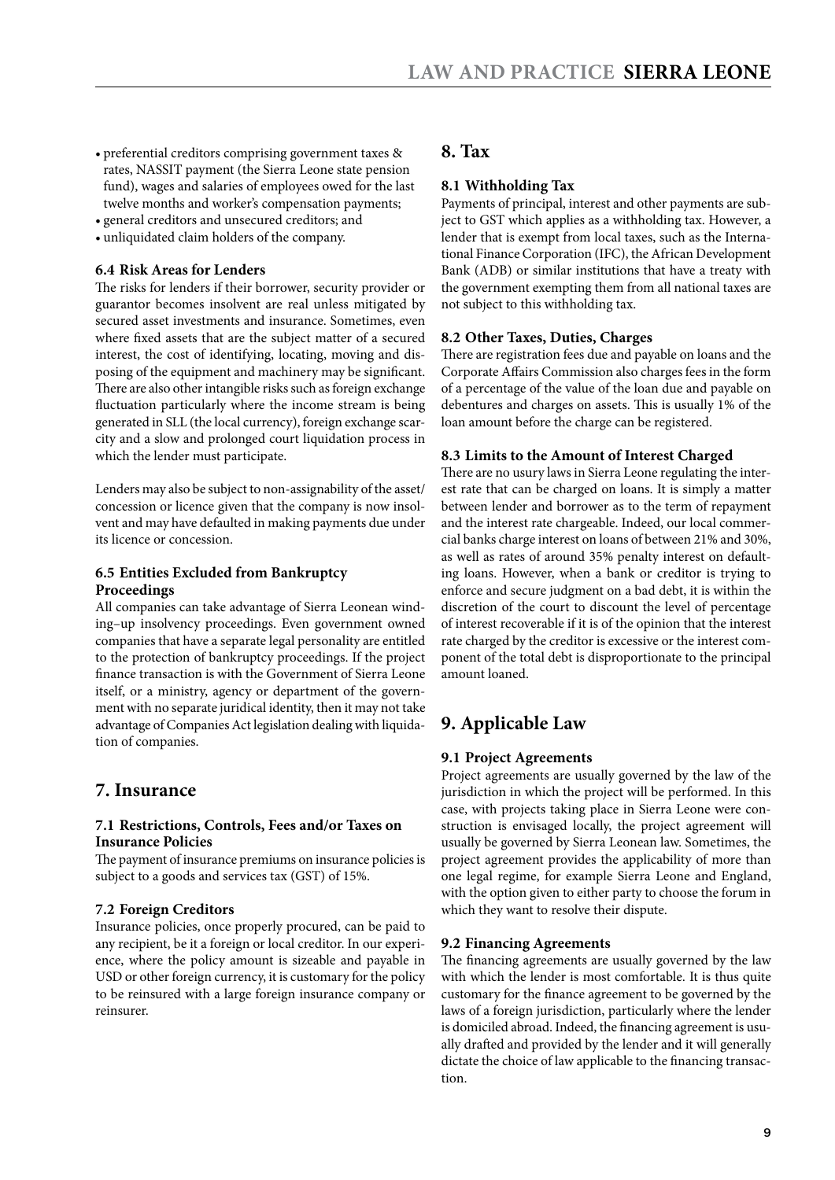- preferential creditors comprising government taxes & rates, NASSIT payment (the Sierra Leone state pension fund), wages and salaries of employees owed for the last twelve months and worker's compensation payments;
- general creditors and unsecured creditors; and
- unliquidated claim holders of the company.

### 6.4 Risk Areas for Lenders

The risks for lenders if their borrower, security provider or guarantor becomes insolvent are real unless mitigated by secured asset investments and insurance. Sometimes, even where fixed assets that are the subject matter of a secured interest, the cost of identifying, locating, moving and disposing of the equipment and machinery may be significant. There are also other intangible risks such as foreign exchange fluctuation particularly where the income stream is being generated in SLL (the local currency), foreign exchange scarcity and a slow and prolonged court liquidation process in which the lender must participate.

Lenders may also be subject to non-assignability of the asset/concession or licence given that the company is now insolvent and may have defaulted in making payments due under its licence or concession.

### 6.5 Entities Excluded from Bankruptcy Proceedings

All companies can take advantage of Sierra Leonean winding–up insolvency proceedings. Even government owned companies that have a separate legal personality are entitled to the protection of bankruptcy proceedings. If the project finance transaction is with the Government of Sierra Leone itself, or a ministry, agency or department of the government with no separate juridical identity, then it may not take advantage of Companies Act legislation dealing with liquidation of companies.

## 7. Insurance

### 7.1 Restrictions, Controls, Fees and/or Taxes on Insurance Policies

The payment of insurance premiums on insurance policies is subject to a goods and services tax (GST) of 15%.

### 7.2 Foreign Creditors

Insurance policies, once properly procured, can be paid to any recipient, be it a foreign or local creditor. In our experience, where the policy amount is sizeable and payable in USD or other foreign currency, it is customary for the policy to be reinsured with a large foreign insurance company or reinsurer.

## 8. Tax

### 8.1 Withholding Tax

Payments of principal, interest and other payments are subject to GST which applies as a withholding tax. However, a lender that is exempt from local taxes, such as the International Finance Corporation (IFC), the African Development Bank (ADB) or similar institutions that have a treaty with the government exempting them from all national taxes are not subject to this withholding tax.

### 8.2 Other Taxes, Duties, Charges

There are registration fees due and payable on loans and the Corporate Affairs Commission also charges fees in the form of a percentage of the value of the loan due and payable on debentures and charges on assets. This is usually 1% of the loan amount before the charge can be registered.

### 8.3 Limits to the Amount of Interest Charged

There are no usury laws in Sierra Leone regulating the interest rate that can be charged on loans. It is simply a matter between lender and borrower as to the term of repayment and the interest rate chargeable. Indeed, our local commercial banks charge interest on loans of between 21% and 30%, as well as rates of around 35% penalty interest on defaulting loans. However, when a bank or creditor is trying to enforce and secure judgment on a bad debt, it is within the discretion of the court to discount the level of percentage of interest recoverable if it is of the opinion that the interest rate charged by the creditor is excessive or the interest component of the total debt is disproportionate to the principal amount loaned.

## 9. Applicable Law

### 9.1 Project Agreements

Project agreements are usually governed by the law of the jurisdiction in which the project will be performed. In this case, with projects taking place in Sierra Leone were construction is envisaged locally, the project agreement will usually be governed by Sierra Leonean law. Sometimes, the project agreement provides the applicability of more than one legal regime, for example Sierra Leone and England, with the option given to either party to choose the forum in which they want to resolve their dispute.

### 9.2 Financing Agreements

The financing agreements are usually governed by the law with which the lender is most comfortable. It is thus quite customary for the finance agreement to be governed by the laws of a foreign jurisdiction, particularly where the lender is domiciled abroad. Indeed, the financing agreement is usually drafted and provided by the lender and it will generally dictate the choice of law applicable to the financing transaction.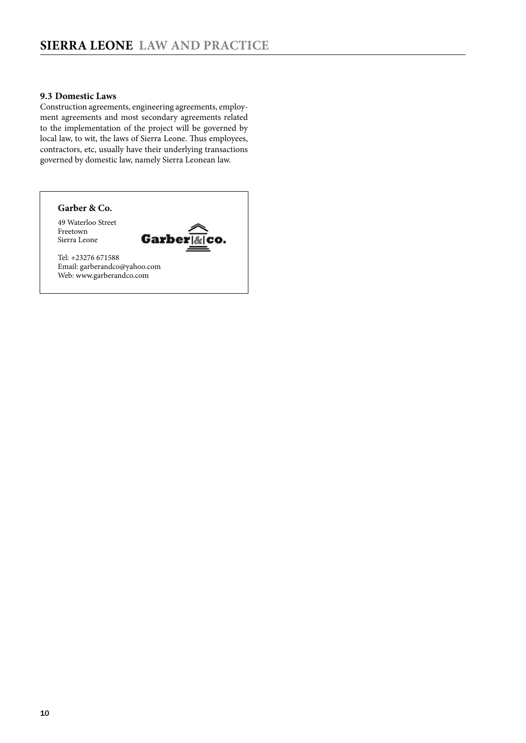### 9.3 Domestic Laws

Construction agreements, engineering agreements, employment agreements and most secondary agreements related to the implementation of the project will be governed by local law, to wit, the laws of Sierra Leone. Thus employees, contractors, etc, usually have their underlying transactions governed by domestic law, namely Sierra Leonean law.

**Garber & Co.**

49 Waterloo Street
Freetown
Sierra Leone

Tel: +23276 671588
Email: garberandco@yahoo.com
Web: www.garberandco.com